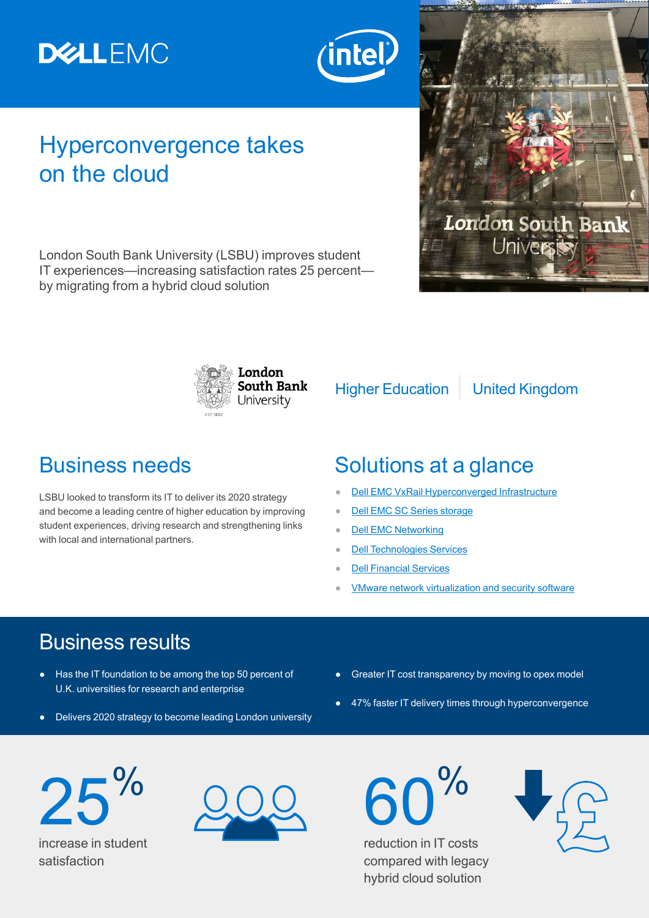# Hyperconvergence takes on the cloud

London South Bank University (LSBU) improves student IT experiences—increasing satisfaction rates 25 percent—by migrating from a hybrid cloud solution

Higher Education | United Kingdom

## Business needs

LSBU looked to transform its IT to deliver its 2020 strategy and become a leading centre of higher education by improving student experiences, driving research and strengthening links with local and international partners.

## Solutions at a glance

- Dell EMC VxRail Hyperconverged Infrastructure
- Dell EMC SC Series storage
- Dell EMC Networking
- Dell Technologies Services
- Dell Financial Services
- VMware network virtualization and security software

## Business results

- Has the IT foundation to be among the top 50 percent of U.K. universities for research and enterprise
- Delivers 2020 strategy to become leading London university
- Greater IT cost transparency by moving to opex model
- 47% faster IT delivery times through hyperconvergence

**25%** increase in student satisfaction

**60%** reduction in IT costs compared with legacy hybrid cloud solution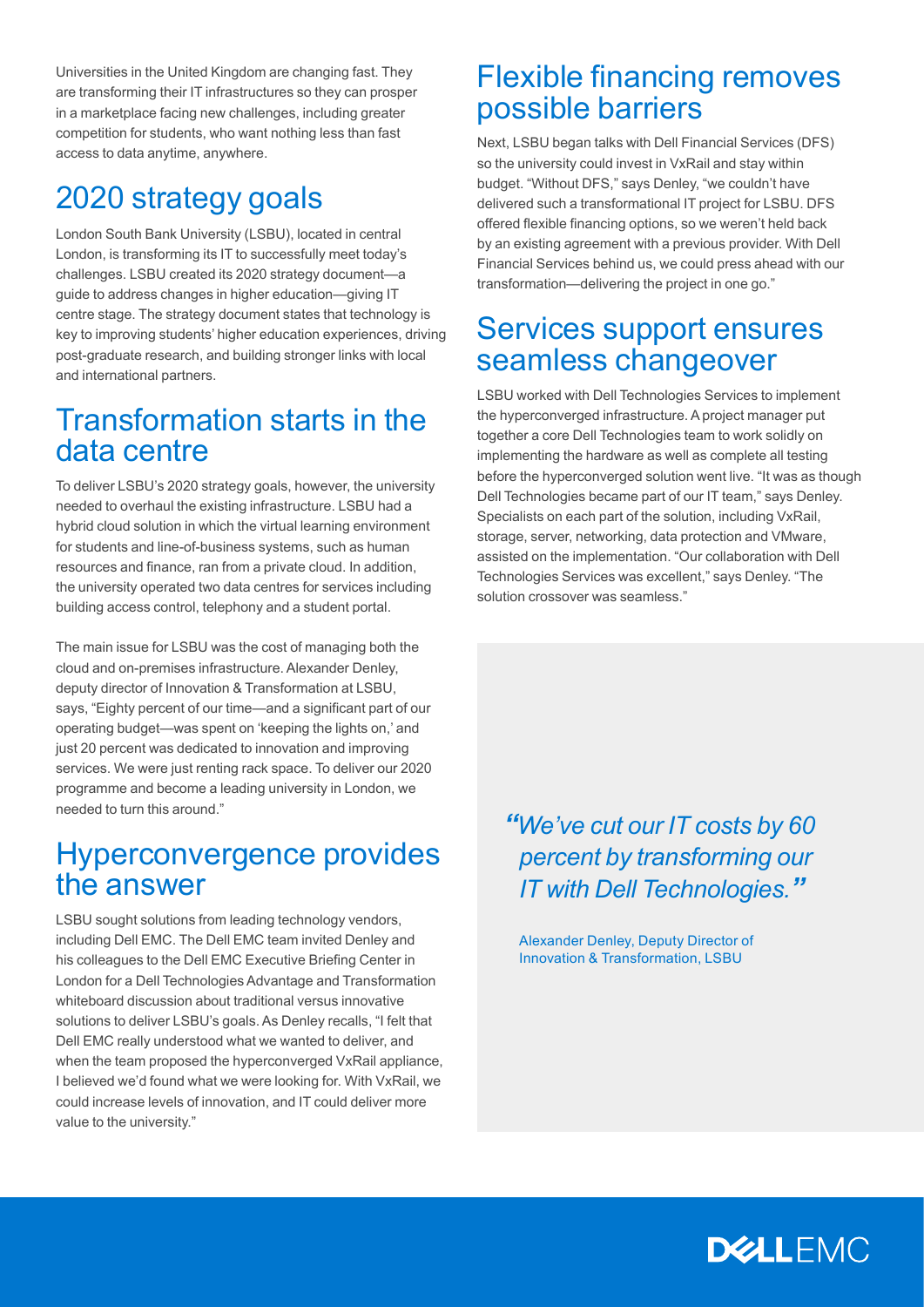Universities in the United Kingdom are changing fast. They are transforming their IT infrastructures so they can prosper in a marketplace facing new challenges, including greater competition for students, who want nothing less than fast access to data anytime, anywhere.

## 2020 strategy goals

London South Bank University (LSBU), located in central London, is transforming its IT to successfully meet today's challenges. LSBU created its 2020 strategy document—a guide to address changes in higher education—giving IT centre stage. The strategy document states that technology is key to improving students' higher education experiences, driving post-graduate research, and building stronger links with local and international partners.

## Transformation starts in the data centre

To deliver LSBU's 2020 strategy goals, however, the university needed to overhaul the existing infrastructure. LSBU had a hybrid cloud solution in which the virtual learning environment for students and line-of-business systems, such as human resources and finance, ran from a private cloud. In addition, the university operated two data centres for services including building access control, telephony and a student portal.

The main issue for LSBU was the cost of managing both the cloud and on-premises infrastructure. Alexander Denley, deputy director of Innovation & Transformation at LSBU, says, "Eighty percent of our time—and a significant part of our operating budget—was spent on 'keeping the lights on,' and just 20 percent was dedicated to innovation and improving services. We were just renting rack space. To deliver our 2020 programme and become a leading university in London, we needed to turn this around."

## Hyperconvergence provides the answer

LSBU sought solutions from leading technology vendors, including Dell EMC. The Dell EMC team invited Denley and his colleagues to the Dell EMC Executive Briefing Center in London for a Dell Technologies Advantage and Transformation whiteboard discussion about traditional versus innovative solutions to deliver LSBU's goals. As Denley recalls, "I felt that Dell EMC really understood what we wanted to deliver, and when the team proposed the hyperconverged VxRail appliance, I believed we'd found what we were looking for. With VxRail, we could increase levels of innovation, and IT could deliver more value to the university."

## Flexible financing removes possible barriers

Next, LSBU began talks with Dell Financial Services (DFS) so the university could invest in VxRail and stay within budget. "Without DFS," says Denley, "we couldn't have delivered such a transformational IT project for LSBU. DFS offered flexible financing options, so we weren't held back by an existing agreement with a previous provider. With Dell Financial Services behind us, we could press ahead with our transformation—delivering the project in one go."

## Services support ensures seamless changeover

LSBU worked with Dell Technologies Services to implement the hyperconverged infrastructure. A project manager put together a core Dell Technologies team to work solidly on implementing the hardware as well as complete all testing before the hyperconverged solution went live. "It was as though Dell Technologies became part of our IT team," says Denley. Specialists on each part of the solution, including VxRail, storage, server, networking, data protection and VMware, assisted on the implementation. "Our collaboration with Dell Technologies Services was excellent," says Denley. "The solution crossover was seamless."

> *"We've cut our IT costs by 60 percent by transforming our IT with Dell Technologies."*
>
> Alexander Denley, Deputy Director of Innovation & Transformation, LSBU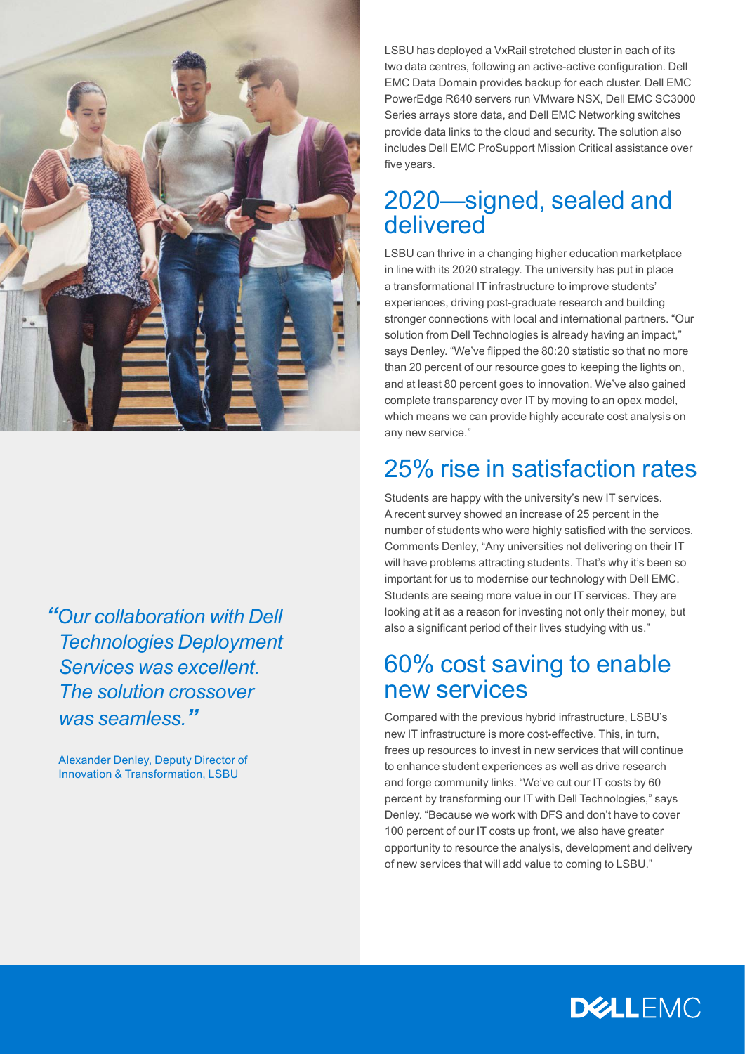LSBU has deployed a VxRail stretched cluster in each of its two data centres, following an active-active configuration. Dell EMC Data Domain provides backup for each cluster. Dell EMC PowerEdge R640 servers run VMware NSX, Dell EMC SC3000 Series arrays store data, and Dell EMC Networking switches provide data links to the cloud and security. The solution also includes Dell EMC ProSupport Mission Critical assistance over five years.

## 2020—signed, sealed and delivered

LSBU can thrive in a changing higher education marketplace in line with its 2020 strategy. The university has put in place a transformational IT infrastructure to improve students' experiences, driving post-graduate research and building stronger connections with local and international partners. "Our solution from Dell Technologies is already having an impact," says Denley. "We've flipped the 80:20 statistic so that no more than 20 percent of our resource goes to keeping the lights on, and at least 80 percent goes to innovation. We've also gained complete transparency over IT by moving to an opex model, which means we can provide highly accurate cost analysis on any new service."

## 25% rise in satisfaction rates

Students are happy with the university's new IT services. A recent survey showed an increase of 25 percent in the number of students who were highly satisfied with the services. Comments Denley, "Any universities not delivering on their IT will have problems attracting students. That's why it's been so important for us to modernise our technology with Dell EMC. Students are seeing more value in our IT services. They are looking at it as a reason for investing not only their money, but also a significant period of their lives studying with us."

## 60% cost saving to enable new services

Compared with the previous hybrid infrastructure, LSBU's new IT infrastructure is more cost-effective. This, in turn, frees up resources to invest in new services that will continue to enhance student experiences as well as drive research and forge community links. "We've cut our IT costs by 60 percent by transforming our IT with Dell Technologies," says Denley. "Because we work with DFS and don't have to cover 100 percent of our IT costs up front, we also have greater opportunity to resource the analysis, development and delivery of new services that will add value to coming to LSBU."

> *"Our collaboration with Dell Technologies Deployment Services was excellent. The solution crossover was seamless."*
>
> Alexander Denley, Deputy Director of Innovation & Transformation, LSBU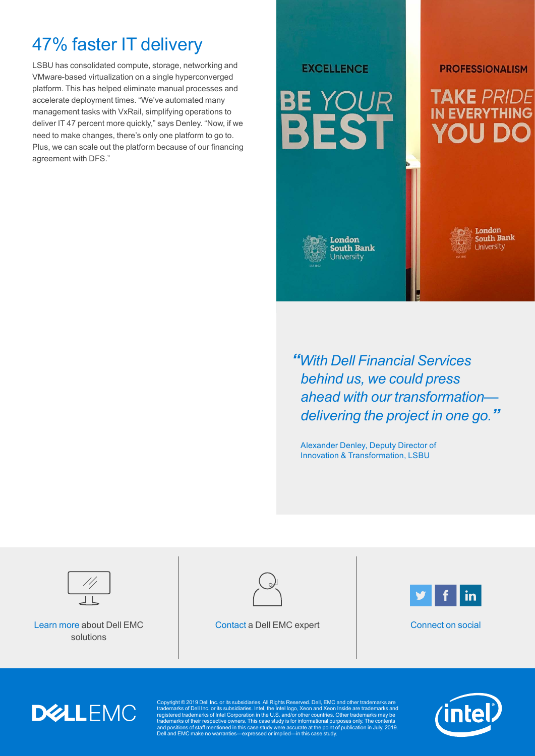## 47% faster IT delivery

LSBU has consolidated compute, storage, networking and VMware-based virtualization on a single hyperconverged platform. This has helped eliminate manual processes and accelerate deployment times. “We’ve automated many management tasks with VxRail, simplifying operations to deliver IT 47 percent more quickly,” says Denley. “Now, if we need to make changes, there’s only one platform to go to. Plus, we can scale out the platform because of our financing agreement with DFS.”

*“With Dell Financial Services behind us, we could press ahead with our transformation—delivering the project in one go.”*

Alexander Denley, Deputy Director of Innovation & Transformation, LSBU

Learn more about Dell EMC solutions

Contact a Dell EMC expert

Connect on social

Copyright © 2019 Dell Inc. or its subsidiaries. All Rights Reserved. Dell, EMC and other trademarks are trademarks of Dell Inc. or its subsidiaries. Intel, the Intel logo, Xeon and Xeon Inside are trademarks and registered trademarks of Intel Corporation in the U.S. and/or other countries. Other trademarks may be trademarks of their respective owners. This case study is for informational purposes only. The contents and positions of staff mentioned in this case study were accurate at the point of publication in July, 2019. Dell and EMC make no warranties—expressed or implied—in this case study.